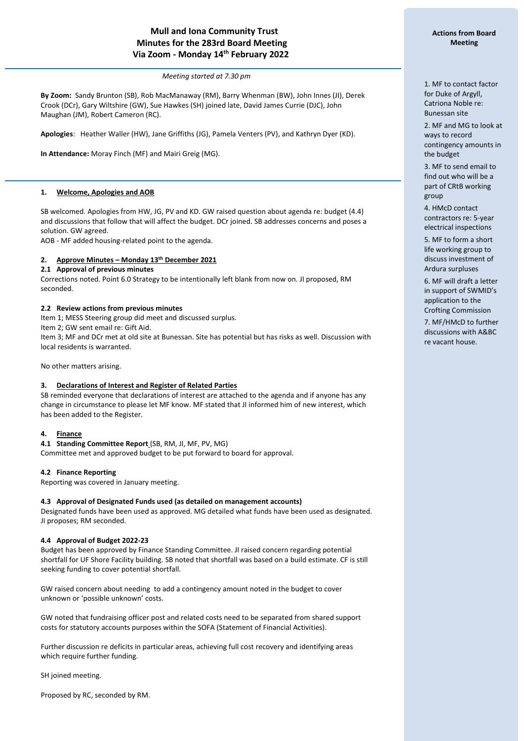# Mull and Iona Community Trust
## Minutes for the 283rd Board Meeting
## Via Zoom - Monday 14th February 2022

*Meeting started at 7.30 pm*

**By Zoom:** Sandy Brunton (SB), Rob MacManaway (RM), Barry Whenman (BW), John Innes (JI), Derek Crook (DCr), Gary Wiltshire (GW), Sue Hawkes (SH) joined late, David James Currie (DJC), John Maughan (JM), Robert Cameron (RC).

**Apologies**: Heather Waller (HW), Jane Griffiths (JG), Pamela Venters (PV), and Kathryn Dyer (KD).

**In Attendance:** Moray Finch (MF) and Mairi Greig (MG).

### 1. Welcome, Apologies and AOB

SB welcomed. Apologies from HW, JG, PV and KD. GW raised question about agenda re: budget (4.4) and discussions that follow that will affect the budget. DCr joined. SB addresses concerns and poses a solution. GW agreed.

AOB - MF added housing-related point to the agenda.

### 2. Approve Minutes – Monday 13th December 2021

**2.1 Approval of previous minutes**

Corrections noted. Point 6.0 Strategy to be intentionally left blank from now on. JI proposed, RM seconded.

**2.2 Review actions from previous minutes**

Item 1; MESS Steering group did meet and discussed surplus.

Item 2; GW sent email re: Gift Aid.

Item 3; MF and DCr met at old site at Bunessan. Site has potential but has risks as well. Discussion with local residents is warranted.

No other matters arising.

### 3. Declarations of Interest and Register of Related Parties

SB reminded everyone that declarations of interest are attached to the agenda and if anyone has any change in circumstance to please let MF know. MF stated that JI informed him of new interest, which has been added to the Register.

### 4. Finance

**4.1 Standing Committee Report** (SB, RM, JI, MF, PV, MG)

Committee met and approved budget to be put forward to board for approval.

**4.2 Finance Reporting**

Reporting was covered in January meeting.

**4.3 Approval of Designated Funds used (as detailed on management accounts)**

Designated funds have been used as approved. MG detailed what funds have been used as designated. JI proposes; RM seconded.

**4.4 Approval of Budget 2022-23**

Budget has been approved by Finance Standing Committee. JI raised concern regarding potential shortfall for UF Shore Facility building. SB noted that shortfall was based on a build estimate. CF is still seeking funding to cover potential shortfall.

GW raised concern about needing to add a contingency amount noted in the budget to cover unknown or 'possible unknown' costs.

GW noted that fundraising officer post and related costs need to be separated from shared support costs for statutory accounts purposes within the SOFA (Statement of Financial Activities).

Further discussion re deficits in particular areas, achieving full cost recovery and identifying areas which require further funding.

SH joined meeting.

Proposed by RC, seconded by RM.

**Actions from Board Meeting**

1. MF to contact factor for Duke of Argyll, Catriona Noble re: Bunessan site
2. MF and MG to look at ways to record contingency amounts in the budget
3. MF to send email to find out who will be a part of CRtB working group
4. HMcD contact contractors re: 5-year electrical inspections
5. MF to form a short life working group to discuss investment of Ardura surpluses
6. MF will draft a letter in support of SWMID's application to the Crofting Commission
7. MF/HMcD to further discussions with A&BC re vacant house.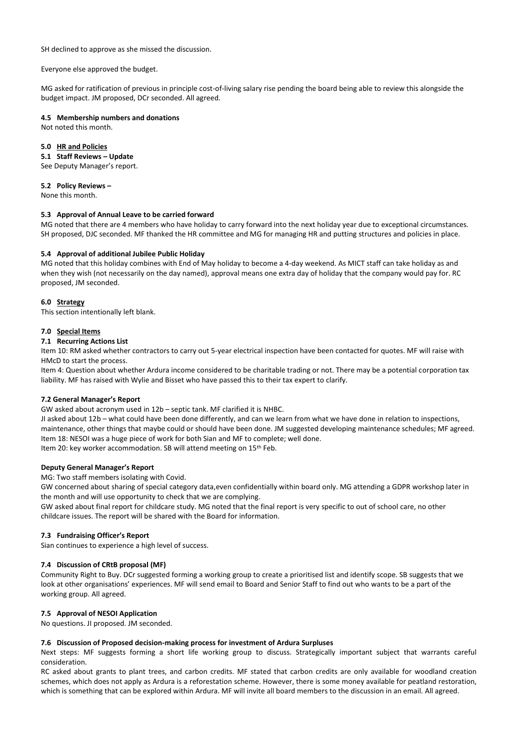SH declined to approve as she missed the discussion.

Everyone else approved the budget.

MG asked for ratification of previous in principle cost-of-living salary rise pending the board being able to review this alongside the budget impact. JM proposed, DCr seconded. All agreed.

**4.5 Membership numbers and donations**
Not noted this month.

**5.0 <u>HR and Policies</u>**

**5.1 Staff Reviews – Update**
See Deputy Manager's report.

**5.2 Policy Reviews –**
None this month.

**5.3 Approval of Annual Leave to be carried forward**
MG noted that there are 4 members who have holiday to carry forward into the next holiday year due to exceptional circumstances. SH proposed, DJC seconded. MF thanked the HR committee and MG for managing HR and putting structures and policies in place.

**5.4 Approval of additional Jubilee Public Holiday**
MG noted that this holiday combines with End of May holiday to become a 4-day weekend. As MICT staff can take holiday as and when they wish (not necessarily on the day named), approval means one extra day of holiday that the company would pay for. RC proposed, JM seconded.

**6.0 <u>Strategy</u>**
This section intentionally left blank.

**7.0 <u>Special Items</u>**

**7.1 Recurring Actions List**
Item 10: RM asked whether contractors to carry out 5-year electrical inspection have been contacted for quotes. MF will raise with HMcD to start the process.
Item 4: Question about whether Ardura income considered to be charitable trading or not. There may be a potential corporation tax liability. MF has raised with Wylie and Bisset who have passed this to their tax expert to clarify.

**7.2 General Manager's Report**
GW asked about acronym used in 12b – septic tank. MF clarified it is NHBC.
JI asked about 12b – what could have been done differently, and can we learn from what we have done in relation to inspections, maintenance, other things that maybe could or should have been done. JM suggested developing maintenance schedules; MF agreed.
Item 18: NESOI was a huge piece of work for both Sian and MF to complete; well done.
Item 20: key worker accommodation. SB will attend meeting on 15th Feb.

**Deputy General Manager's Report**
MG: Two staff members isolating with Covid.
GW concerned about sharing of special category data,even confidentially within board only. MG attending a GDPR workshop later in the month and will use opportunity to check that we are complying.
GW asked about final report for childcare study. MG noted that the final report is very specific to out of school care, no other childcare issues. The report will be shared with the Board for information.

**7.3 Fundraising Officer's Report**
Sian continues to experience a high level of success.

**7.4 Discussion of CRtB proposal (MF)**
Community Right to Buy. DCr suggested forming a working group to create a prioritised list and identify scope. SB suggests that we look at other organisations' experiences. MF will send email to Board and Senior Staff to find out who wants to be a part of the working group. All agreed.

**7.5 Approval of NESOI Application**
No questions. JI proposed. JM seconded.

**7.6 Discussion of Proposed decision-making process for investment of Ardura Surpluses**
Next steps: MF suggests forming a short life working group to discuss. Strategically important subject that warrants careful consideration.
RC asked about grants to plant trees, and carbon credits. MF stated that carbon credits are only available for woodland creation schemes, which does not apply as Ardura is a reforestation scheme. However, there is some money available for peatland restoration, which is something that can be explored within Ardura. MF will invite all board members to the discussion in an email. All agreed.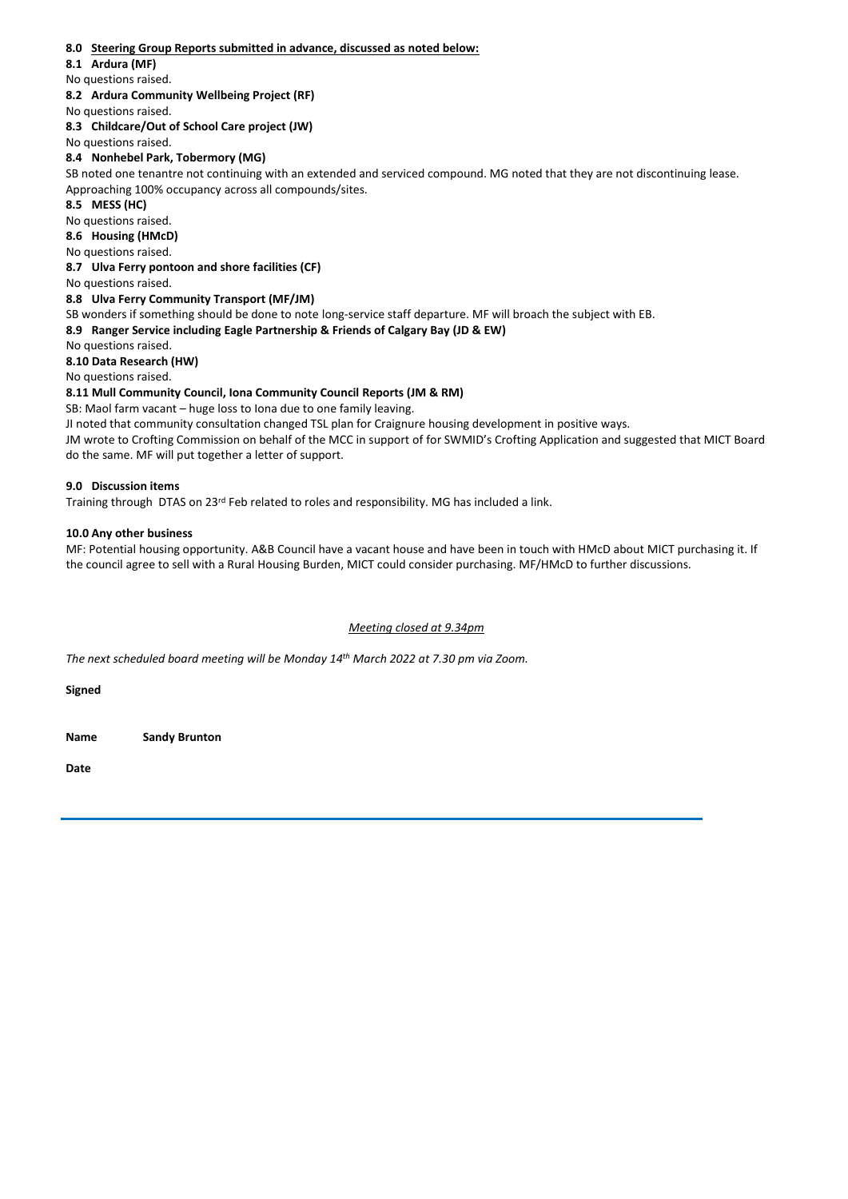**8.0 Steering Group Reports submitted in advance, discussed as noted below:**

**8.1 Ardura (MF)**

No questions raised.

**8.2 Ardura Community Wellbeing Project (RF)**

No questions raised.

**8.3 Childcare/Out of School Care project (JW)**

No questions raised.

**8.4 Nonhebel Park, Tobermory (MG)**

SB noted one tenantre not continuing with an extended and serviced compound. MG noted that they are not discontinuing lease. Approaching 100% occupancy across all compounds/sites.

**8.5 MESS (HC)**

No questions raised.

**8.6 Housing (HMcD)**

No questions raised.

**8.7 Ulva Ferry pontoon and shore facilities (CF)**

No questions raised.

**8.8 Ulva Ferry Community Transport (MF/JM)**

SB wonders if something should be done to note long-service staff departure. MF will broach the subject with EB.

**8.9 Ranger Service including Eagle Partnership & Friends of Calgary Bay (JD & EW)**

No questions raised.

**8.10 Data Research (HW)**

No questions raised.

**8.11 Mull Community Council, Iona Community Council Reports (JM & RM)**

SB: Maol farm vacant – huge loss to Iona due to one family leaving.

JI noted that community consultation changed TSL plan for Craignure housing development in positive ways.

JM wrote to Crofting Commission on behalf of the MCC in support of for SWMID's Crofting Application and suggested that MICT Board do the same. MF will put together a letter of support.

**9.0 Discussion items**

Training through DTAS on 23rd Feb related to roles and responsibility. MG has included a link.

**10.0 Any other business**

MF: Potential housing opportunity. A&B Council have a vacant house and have been in touch with HMcD about MICT purchasing it. If the council agree to sell with a Rural Housing Burden, MICT could consider purchasing. MF/HMcD to further discussions.

*Meeting closed at 9.34pm*

*The next scheduled board meeting will be Monday 14th March 2022 at 7.30 pm via Zoom.*

**Signed**

**Name** **Sandy Brunton**

**Date**